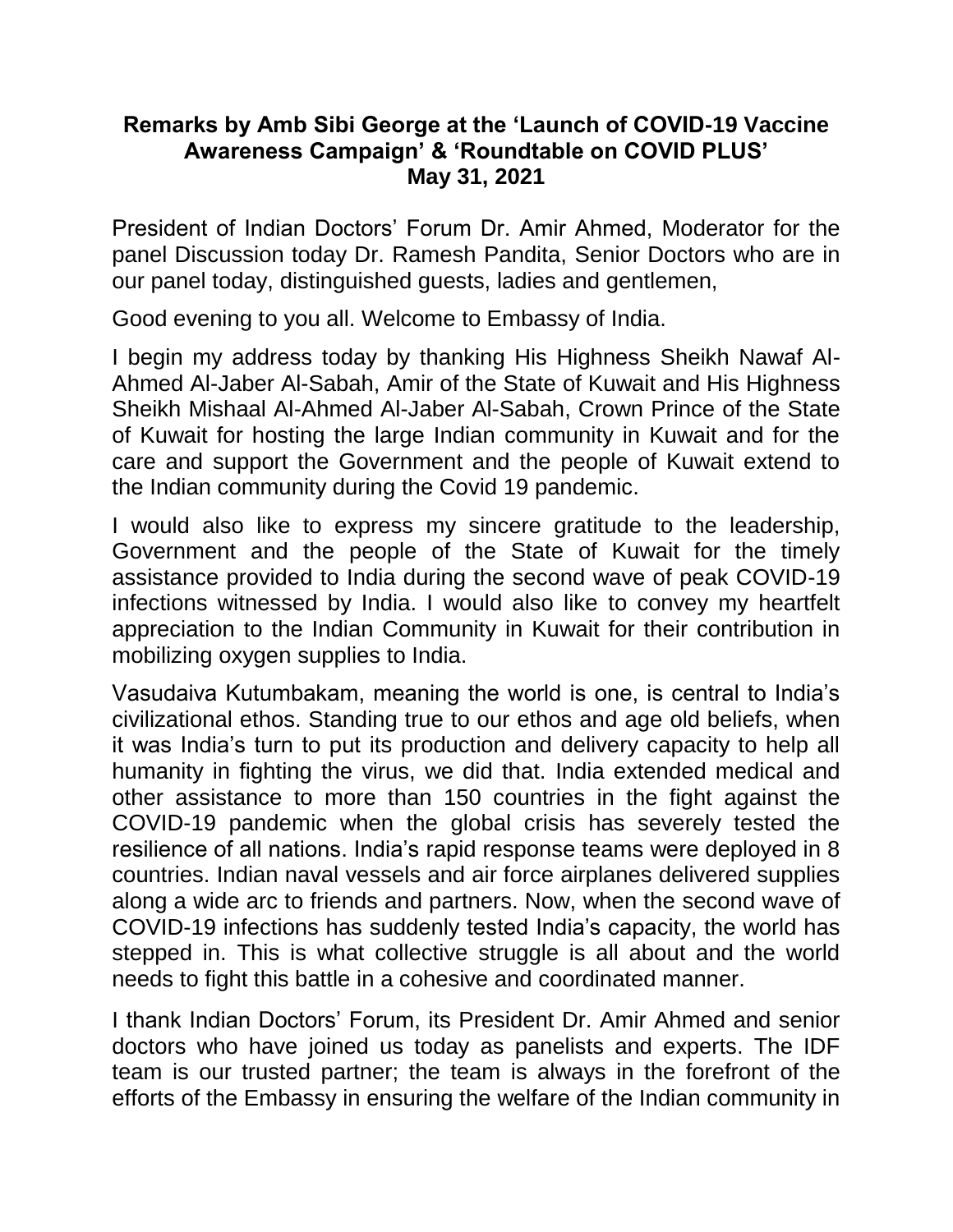**Remarks by Amb Sibi George at the 'Launch of COVID-19 Vaccine Awareness Campaign' & 'Roundtable on COVID PLUS'**
**May 31, 2021**

President of Indian Doctors' Forum Dr. Amir Ahmed, Moderator for the panel Discussion today Dr. Ramesh Pandita, Senior Doctors who are in our panel today, distinguished guests, ladies and gentlemen,

Good evening to you all. Welcome to Embassy of India.

I begin my address today by thanking His Highness Sheikh Nawaf Al-Ahmed Al-Jaber Al-Sabah, Amir of the State of Kuwait and His Highness Sheikh Mishaal Al-Ahmed Al-Jaber Al-Sabah, Crown Prince of the State of Kuwait for hosting the large Indian community in Kuwait and for the care and support the Government and the people of Kuwait extend to the Indian community during the Covid 19 pandemic.

I would also like to express my sincere gratitude to the leadership, Government and the people of the State of Kuwait for the timely assistance provided to India during the second wave of peak COVID-19 infections witnessed by India. I would also like to convey my heartfelt appreciation to the Indian Community in Kuwait for their contribution in mobilizing oxygen supplies to India.

Vasudaiva Kutumbakam, meaning the world is one, is central to India's civilizational ethos. Standing true to our ethos and age old beliefs, when it was India's turn to put its production and delivery capacity to help all humanity in fighting the virus, we did that. India extended medical and other assistance to more than 150 countries in the fight against the COVID-19 pandemic when the global crisis has severely tested the resilience of all nations. India's rapid response teams were deployed in 8 countries. Indian naval vessels and air force airplanes delivered supplies along a wide arc to friends and partners. Now, when the second wave of COVID-19 infections has suddenly tested India's capacity, the world has stepped in. This is what collective struggle is all about and the world needs to fight this battle in a cohesive and coordinated manner.

I thank Indian Doctors' Forum, its President Dr. Amir Ahmed and senior doctors who have joined us today as panelists and experts. The IDF team is our trusted partner; the team is always in the forefront of the efforts of the Embassy in ensuring the welfare of the Indian community in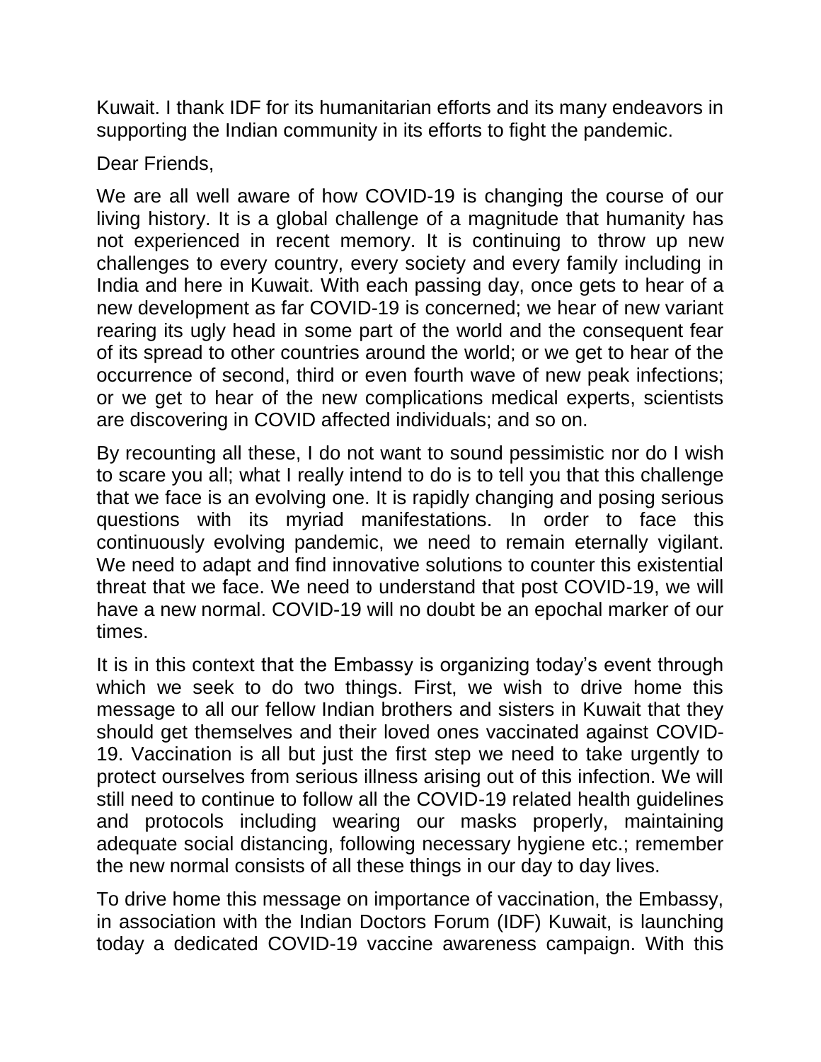Kuwait. I thank IDF for its humanitarian efforts and its many endeavors in supporting the Indian community in its efforts to fight the pandemic.

Dear Friends,

We are all well aware of how COVID-19 is changing the course of our living history. It is a global challenge of a magnitude that humanity has not experienced in recent memory. It is continuing to throw up new challenges to every country, every society and every family including in India and here in Kuwait. With each passing day, once gets to hear of a new development as far COVID-19 is concerned; we hear of new variant rearing its ugly head in some part of the world and the consequent fear of its spread to other countries around the world; or we get to hear of the occurrence of second, third or even fourth wave of new peak infections; or we get to hear of the new complications medical experts, scientists are discovering in COVID affected individuals; and so on.

By recounting all these, I do not want to sound pessimistic nor do I wish to scare you all; what I really intend to do is to tell you that this challenge that we face is an evolving one. It is rapidly changing and posing serious questions with its myriad manifestations. In order to face this continuously evolving pandemic, we need to remain eternally vigilant. We need to adapt and find innovative solutions to counter this existential threat that we face. We need to understand that post COVID-19, we will have a new normal. COVID-19 will no doubt be an epochal marker of our times.

It is in this context that the Embassy is organizing today's event through which we seek to do two things. First, we wish to drive home this message to all our fellow Indian brothers and sisters in Kuwait that they should get themselves and their loved ones vaccinated against COVID-19. Vaccination is all but just the first step we need to take urgently to protect ourselves from serious illness arising out of this infection. We will still need to continue to follow all the COVID-19 related health guidelines and protocols including wearing our masks properly, maintaining adequate social distancing, following necessary hygiene etc.; remember the new normal consists of all these things in our day to day lives.

To drive home this message on importance of vaccination, the Embassy, in association with the Indian Doctors Forum (IDF) Kuwait, is launching today a dedicated COVID-19 vaccine awareness campaign. With this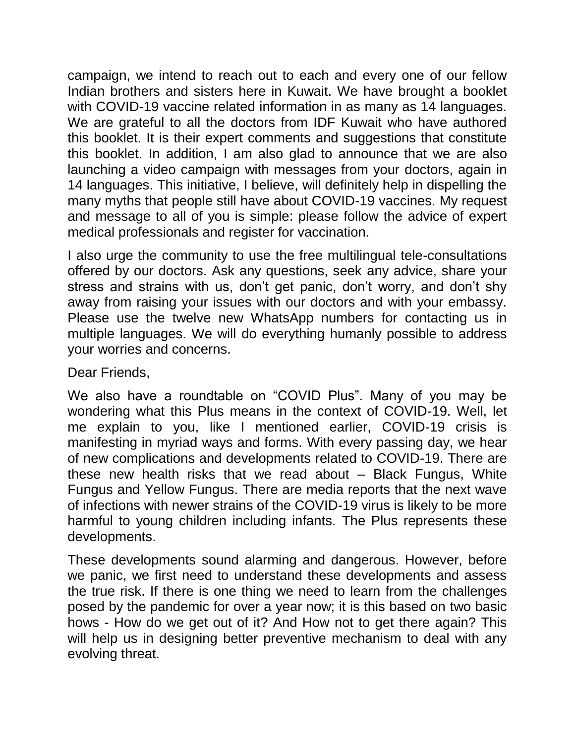campaign, we intend to reach out to each and every one of our fellow Indian brothers and sisters here in Kuwait. We have brought a booklet with COVID-19 vaccine related information in as many as 14 languages. We are grateful to all the doctors from IDF Kuwait who have authored this booklet. It is their expert comments and suggestions that constitute this booklet. In addition, I am also glad to announce that we are also launching a video campaign with messages from your doctors, again in 14 languages. This initiative, I believe, will definitely help in dispelling the many myths that people still have about COVID-19 vaccines. My request and message to all of you is simple: please follow the advice of expert medical professionals and register for vaccination.

I also urge the community to use the free multilingual tele-consultations offered by our doctors. Ask any questions, seek any advice, share your stress and strains with us, don't get panic, don't worry, and don't shy away from raising your issues with our doctors and with your embassy. Please use the twelve new WhatsApp numbers for contacting us in multiple languages. We will do everything humanly possible to address your worries and concerns.

Dear Friends,

We also have a roundtable on "COVID Plus". Many of you may be wondering what this Plus means in the context of COVID-19. Well, let me explain to you, like I mentioned earlier, COVID-19 crisis is manifesting in myriad ways and forms. With every passing day, we hear of new complications and developments related to COVID-19. There are these new health risks that we read about – Black Fungus, White Fungus and Yellow Fungus. There are media reports that the next wave of infections with newer strains of the COVID-19 virus is likely to be more harmful to young children including infants. The Plus represents these developments.

These developments sound alarming and dangerous. However, before we panic, we first need to understand these developments and assess the true risk. If there is one thing we need to learn from the challenges posed by the pandemic for over a year now; it is this based on two basic hows - How do we get out of it? And How not to get there again? This will help us in designing better preventive mechanism to deal with any evolving threat.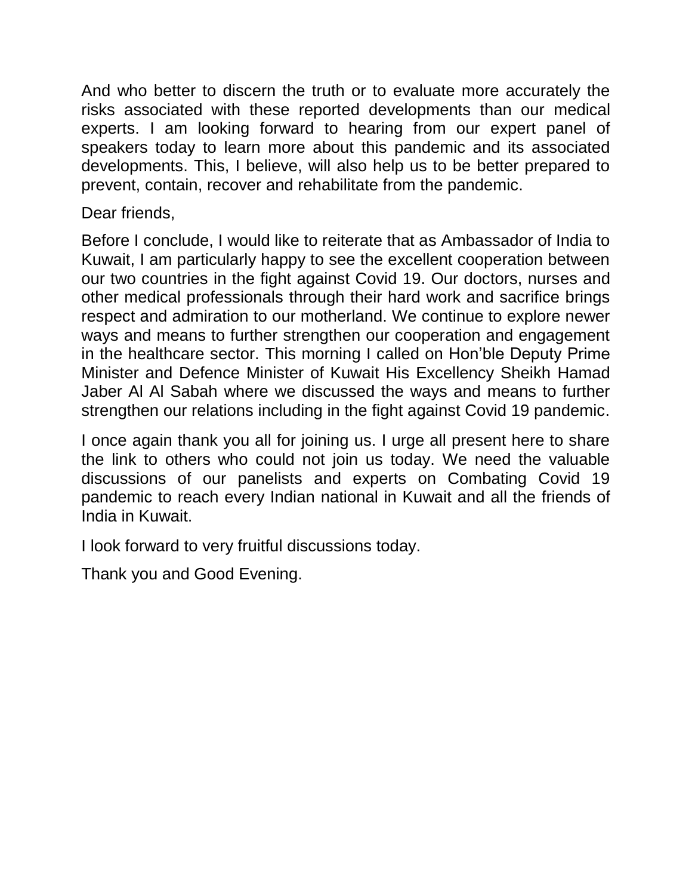And who better to discern the truth or to evaluate more accurately the risks associated with these reported developments than our medical experts. I am looking forward to hearing from our expert panel of speakers today to learn more about this pandemic and its associated developments. This, I believe, will also help us to be better prepared to prevent, contain, recover and rehabilitate from the pandemic.

Dear friends,

Before I conclude, I would like to reiterate that as Ambassador of India to Kuwait, I am particularly happy to see the excellent cooperation between our two countries in the fight against Covid 19. Our doctors, nurses and other medical professionals through their hard work and sacrifice brings respect and admiration to our motherland. We continue to explore newer ways and means to further strengthen our cooperation and engagement in the healthcare sector. This morning I called on Hon'ble Deputy Prime Minister and Defence Minister of Kuwait His Excellency Sheikh Hamad Jaber Al Al Sabah where we discussed the ways and means to further strengthen our relations including in the fight against Covid 19 pandemic.

I once again thank you all for joining us. I urge all present here to share the link to others who could not join us today. We need the valuable discussions of our panelists and experts on Combating Covid 19 pandemic to reach every Indian national in Kuwait and all the friends of India in Kuwait.

I look forward to very fruitful discussions today.

Thank you and Good Evening.